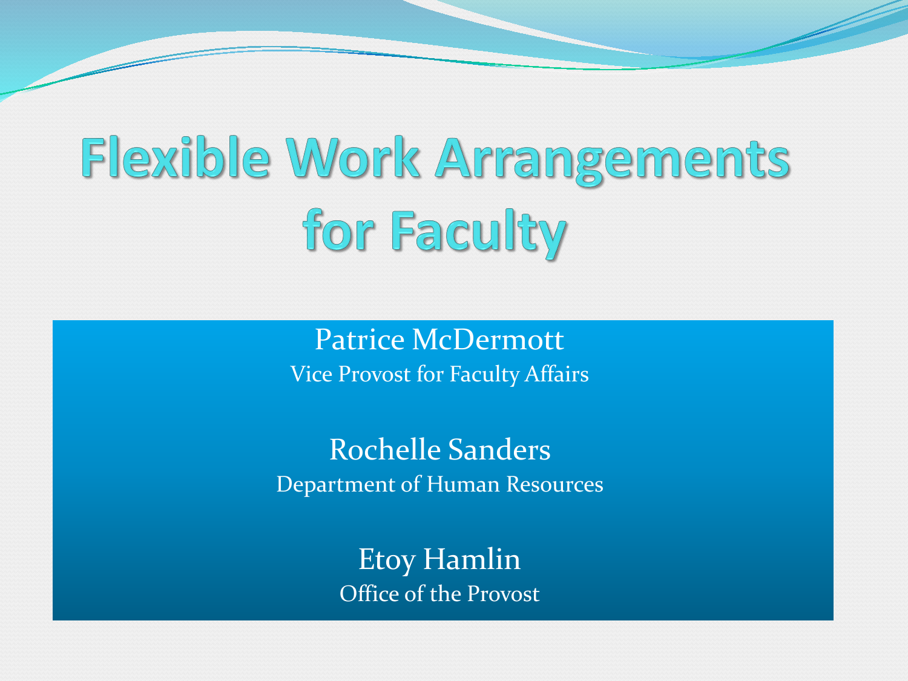# Flexible Work Arrangements for Faculty

Patrice McDermott
Vice Provost for Faculty Affairs

Rochelle Sanders
Department of Human Resources

Etoy Hamlin
Office of the Provost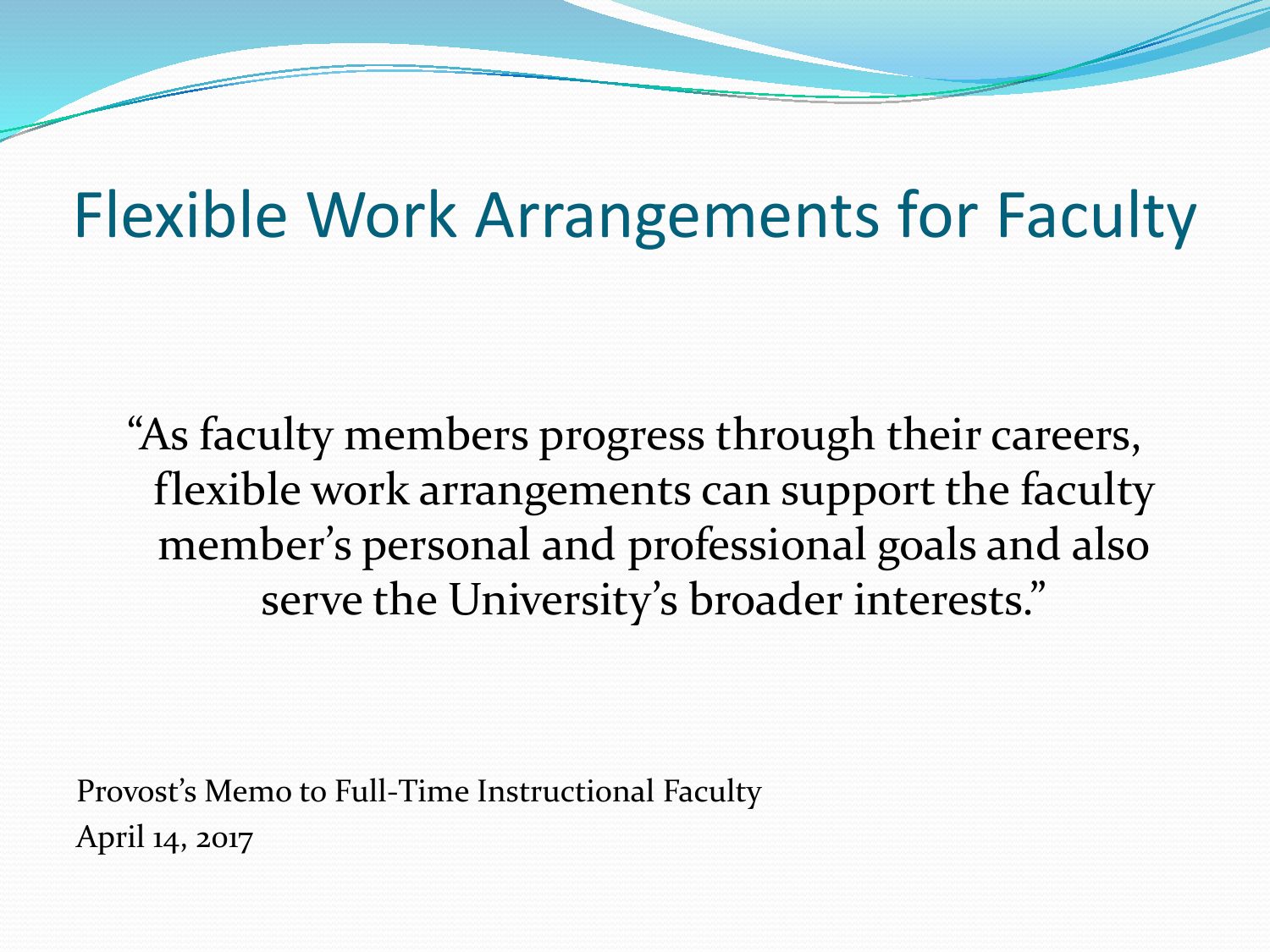# Flexible Work Arrangements for Faculty

"As faculty members progress through their careers, flexible work arrangements can support the faculty member's personal and professional goals and also serve the University's broader interests."

Provost's Memo to Full-Time Instructional Faculty
April 14, 2017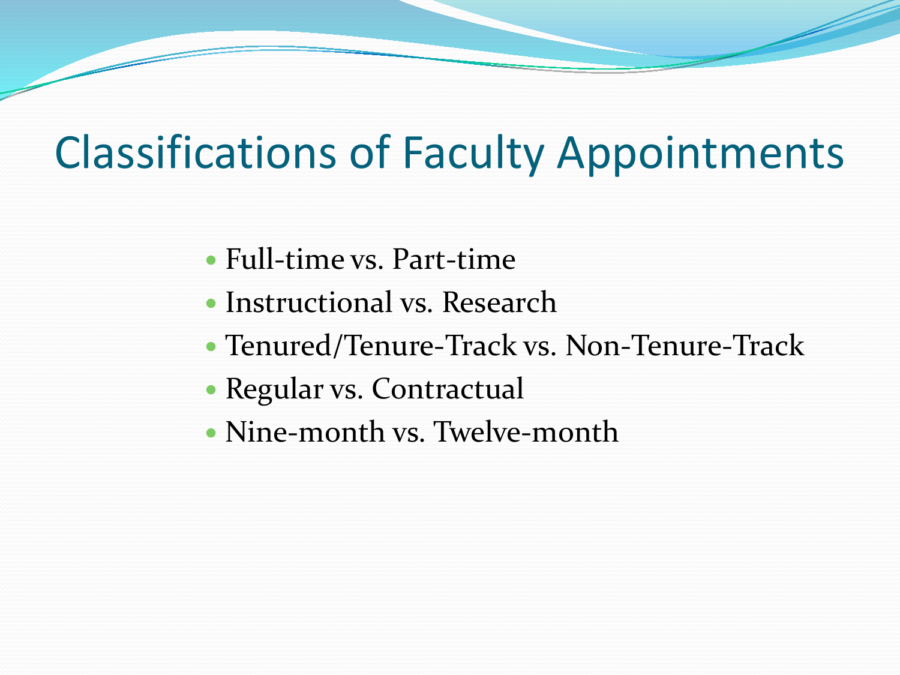# Classifications of Faculty Appointments

- Full-time vs. Part-time
- Instructional vs. Research
- Tenured/Tenure-Track vs. Non-Tenure-Track
- Regular vs. Contractual
- Nine-month vs. Twelve-month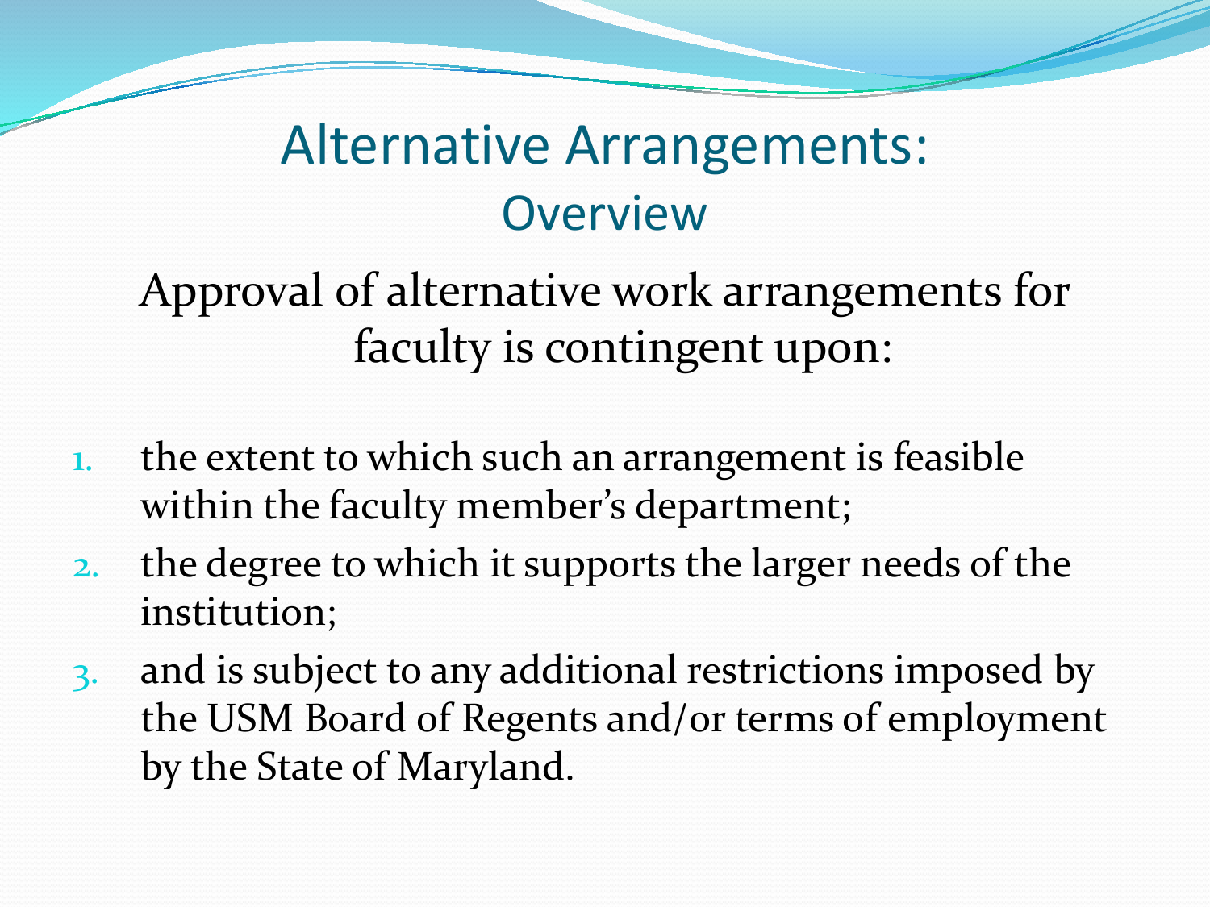# Alternative Arrangements:
## Overview

Approval of alternative work arrangements for faculty is contingent upon:

1. the extent to which such an arrangement is feasible within the faculty member's department;
2. the degree to which it supports the larger needs of the institution;
3. and is subject to any additional restrictions imposed by the USM Board of Regents and/or terms of employment by the State of Maryland.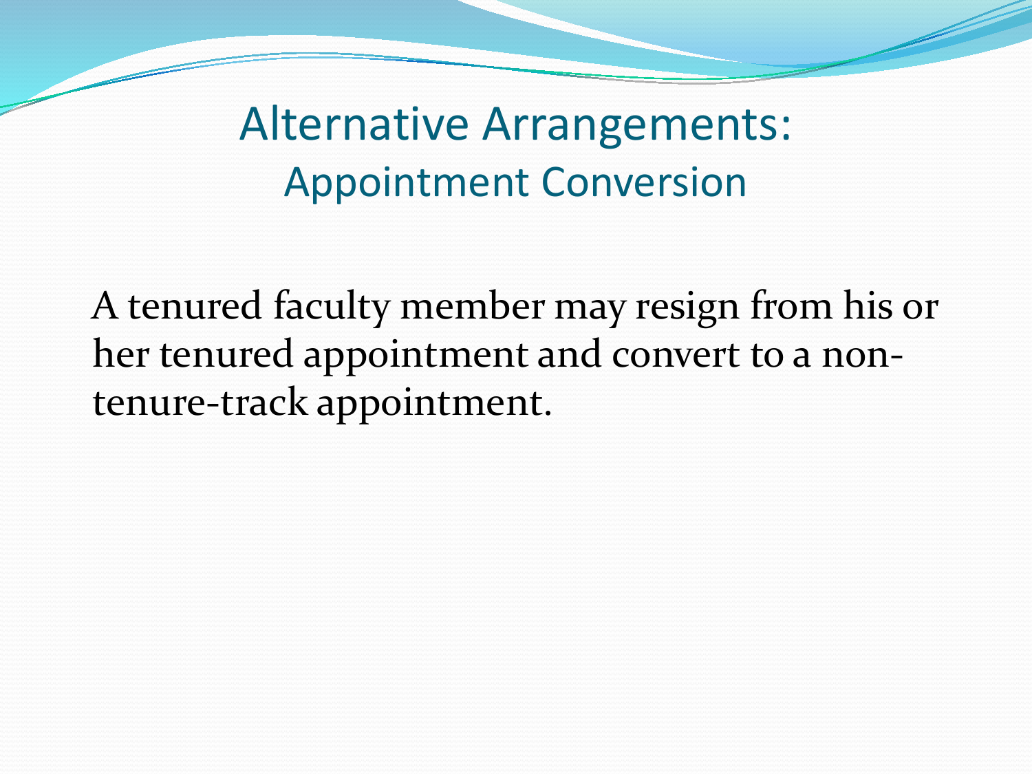# Alternative Arrangements:
## Appointment Conversion

A tenured faculty member may resign from his or her tenured appointment and convert to a non-tenure-track appointment.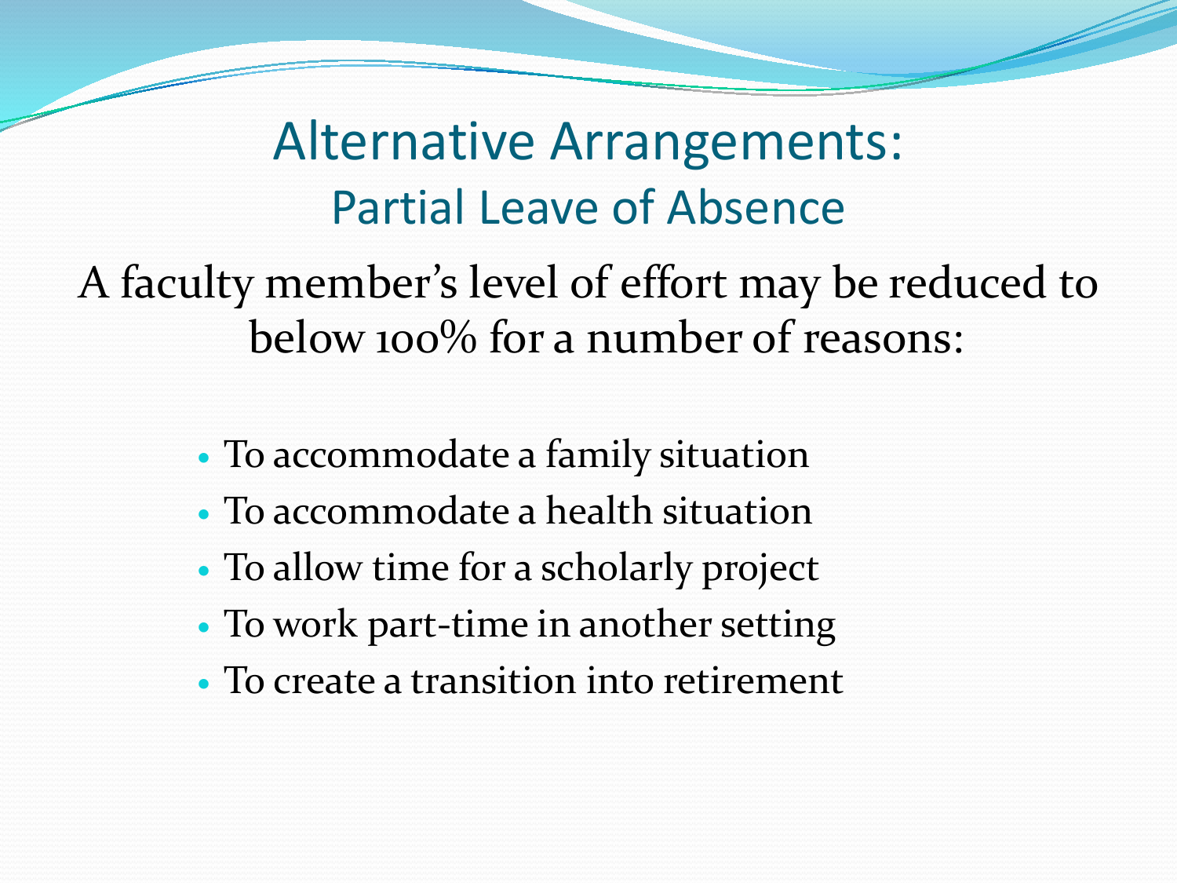# Alternative Arrangements:
## Partial Leave of Absence

A faculty member's level of effort may be reduced to below 100% for a number of reasons:

- To accommodate a family situation
- To accommodate a health situation
- To allow time for a scholarly project
- To work part-time in another setting
- To create a transition into retirement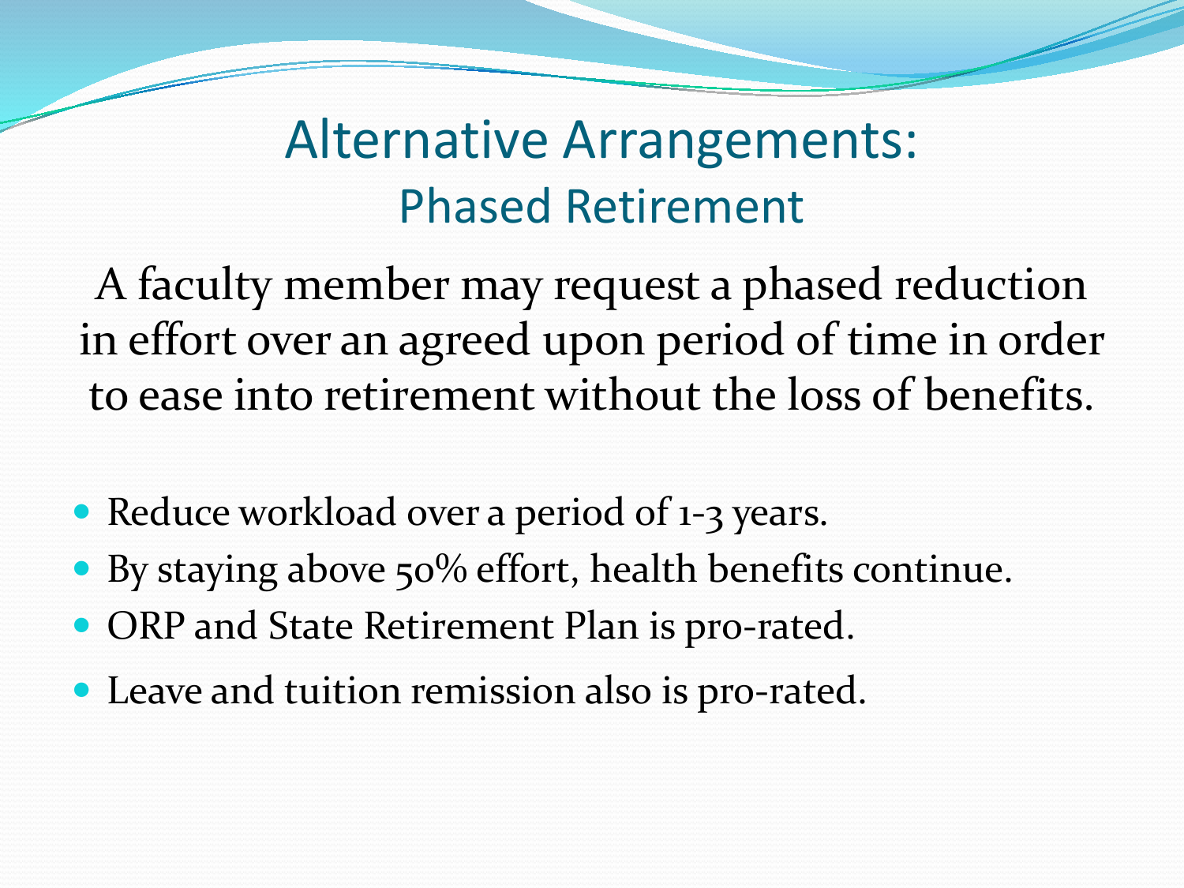# Alternative Arrangements:
## Phased Retirement

A faculty member may request a phased reduction in effort over an agreed upon period of time in order to ease into retirement without the loss of benefits.

- Reduce workload over a period of 1-3 years.
- By staying above 50% effort, health benefits continue.
- ORP and State Retirement Plan is pro-rated.
- Leave and tuition remission also is pro-rated.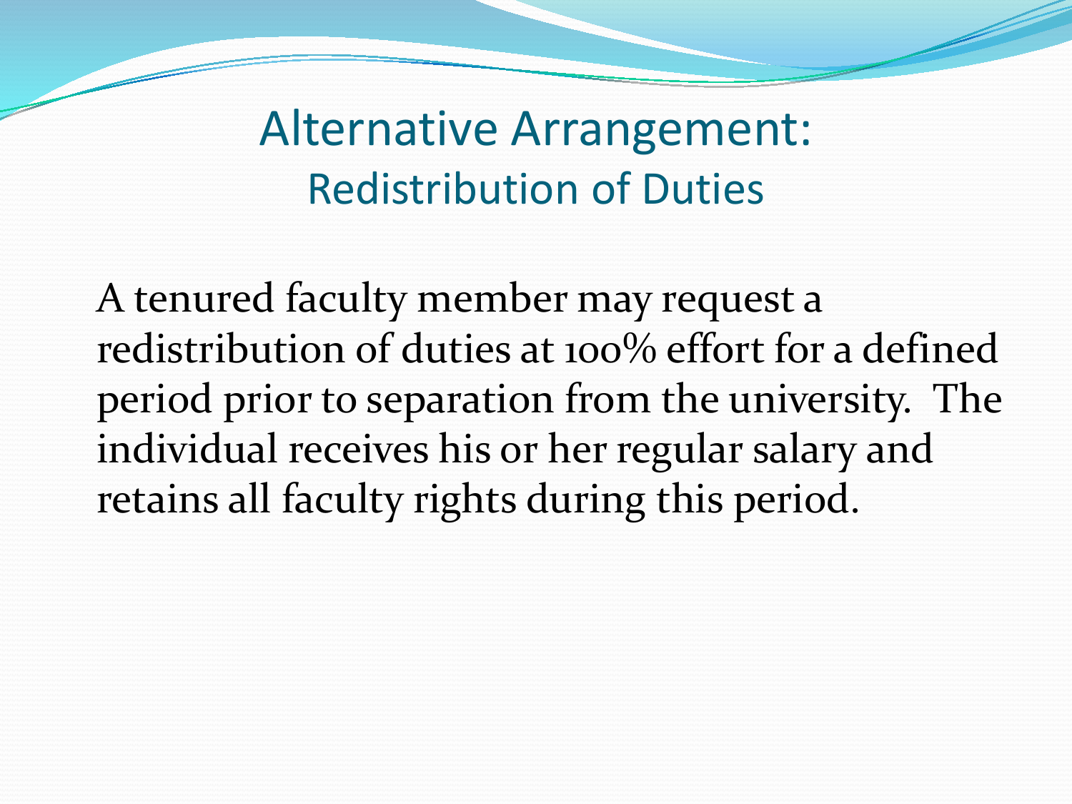# Alternative Arrangement:
## Redistribution of Duties

A tenured faculty member may request a redistribution of duties at 100% effort for a defined period prior to separation from the university. The individual receives his or her regular salary and retains all faculty rights during this period.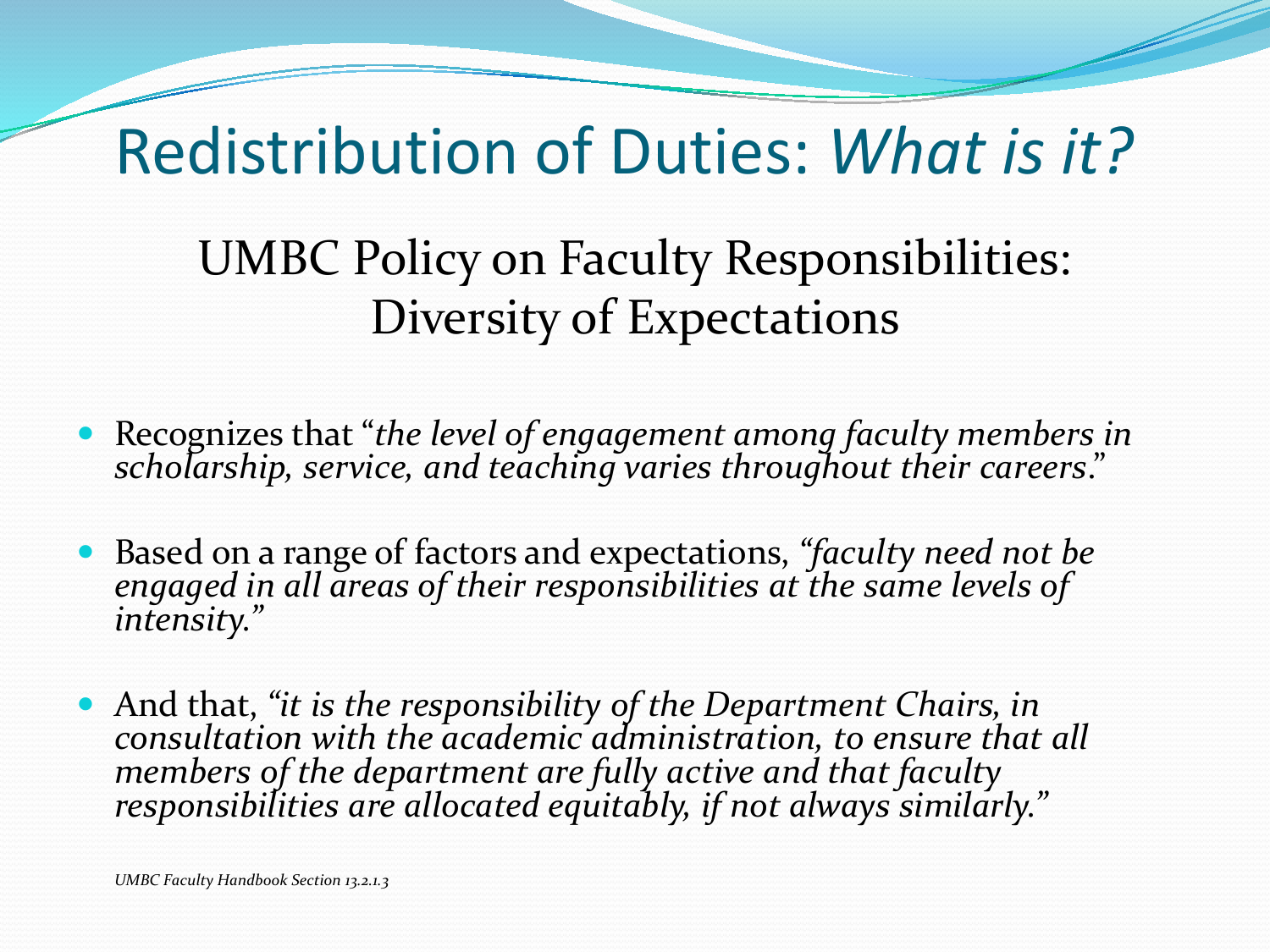# Redistribution of Duties: *What is it?*

## UMBC Policy on Faculty Responsibilities: Diversity of Expectations

- Recognizes that "*the level of engagement among faculty members in scholarship, service, and teaching varies throughout their careers*."
- Based on a range of factors and expectations, *"faculty need not be engaged in all areas of their responsibilities at the same levels of intensity."*
- And that, *"it is the responsibility of the Department Chairs, in consultation with the academic administration, to ensure that all members of the department are fully active and that faculty responsibilities are allocated equitably, if not always similarly."*

*UMBC Faculty Handbook Section 13.2.1.3*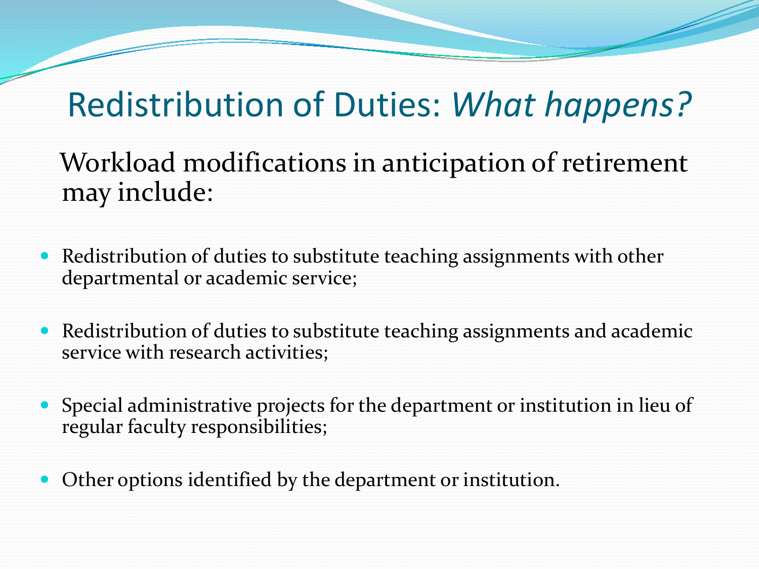# Redistribution of Duties: *What happens?*

Workload modifications in anticipation of retirement may include:

- Redistribution of duties to substitute teaching assignments with other departmental or academic service;
- Redistribution of duties to substitute teaching assignments and academic service with research activities;
- Special administrative projects for the department or institution in lieu of regular faculty responsibilities;
- Other options identified by the department or institution.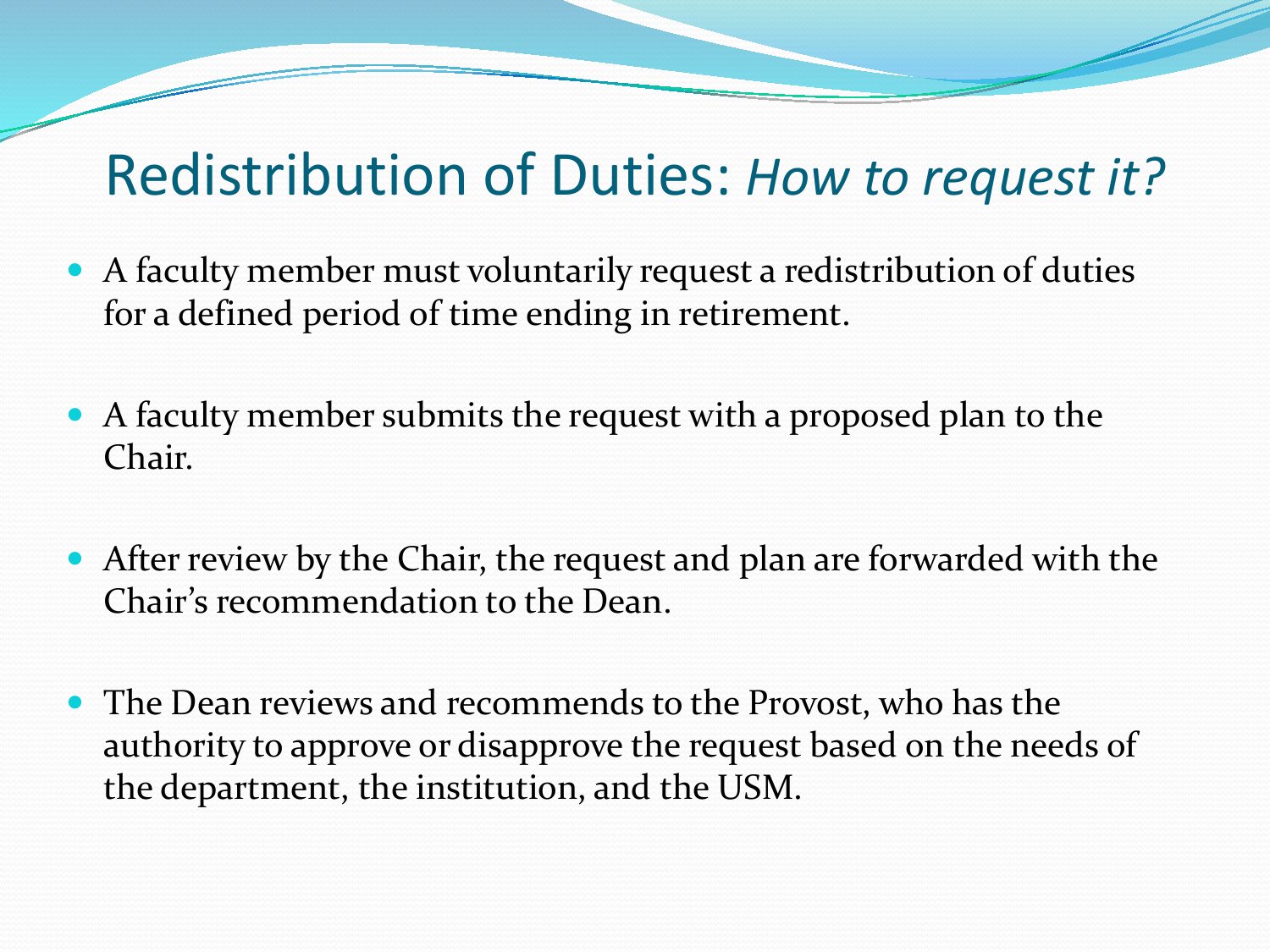# Redistribution of Duties: *How to request it?*

- A faculty member must voluntarily request a redistribution of duties for a defined period of time ending in retirement.
- A faculty member submits the request with a proposed plan to the Chair.
- After review by the Chair, the request and plan are forwarded with the Chair's recommendation to the Dean.
- The Dean reviews and recommends to the Provost, who has the authority to approve or disapprove the request based on the needs of the department, the institution, and the USM.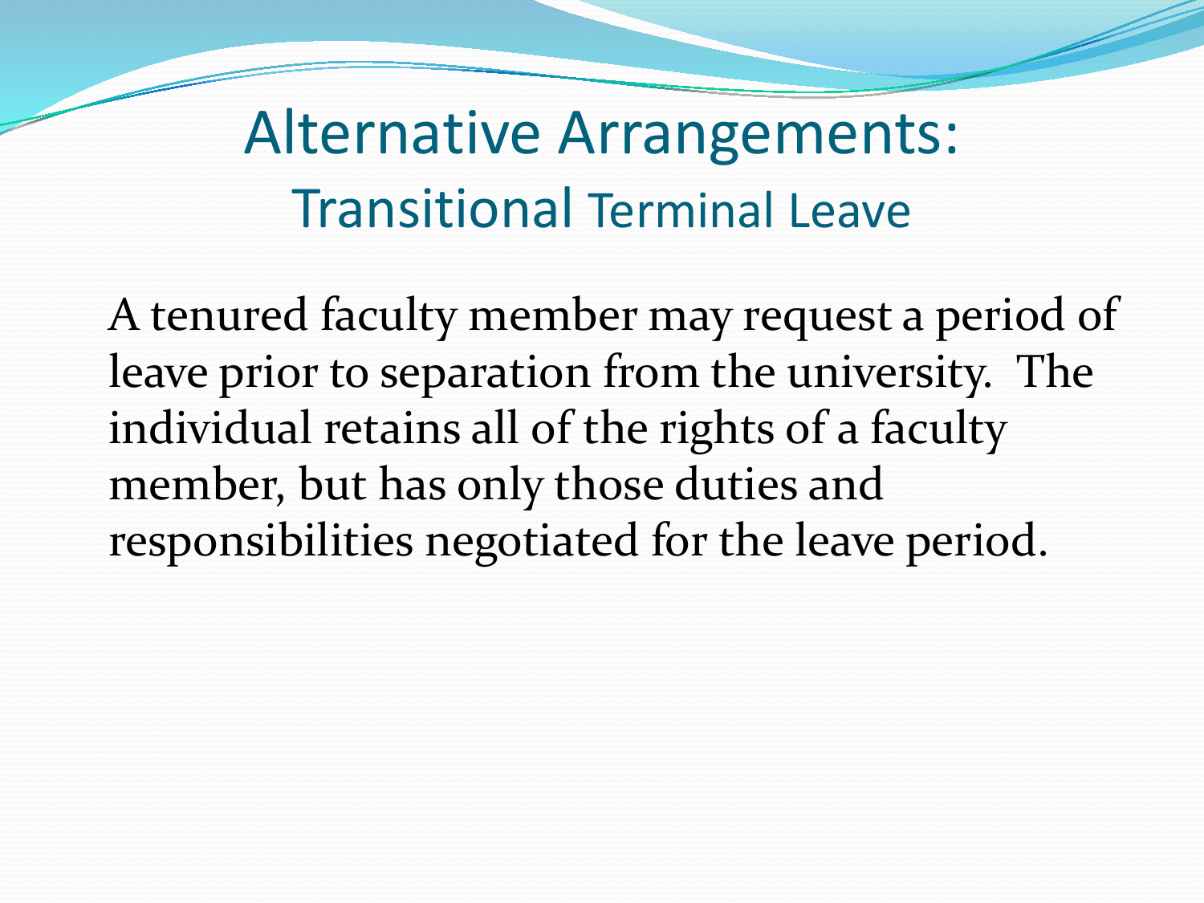# Alternative Arrangements:
## Transitional Terminal Leave

A tenured faculty member may request a period of leave prior to separation from the university. The individual retains all of the rights of a faculty member, but has only those duties and responsibilities negotiated for the leave period.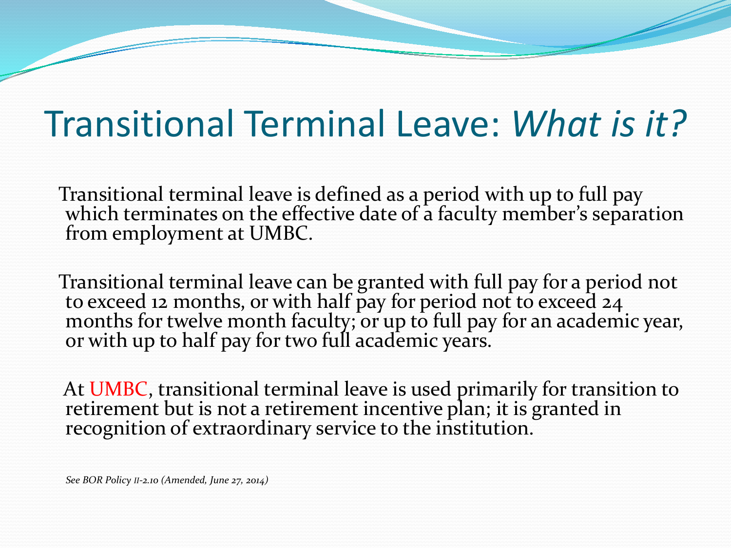# Transitional Terminal Leave: *What is it?*

Transitional terminal leave is defined as a period with up to full pay which terminates on the effective date of a faculty member's separation from employment at UMBC.

Transitional terminal leave can be granted with full pay for a period not to exceed 12 months, or with half pay for period not to exceed 24 months for twelve month faculty; or up to full pay for an academic year, or with up to half pay for two full academic years.

At UMBC, transitional terminal leave is used primarily for transition to retirement but is not a retirement incentive plan; it is granted in recognition of extraordinary service to the institution.

*See BOR Policy II-2.10 (Amended, June 27, 2014)*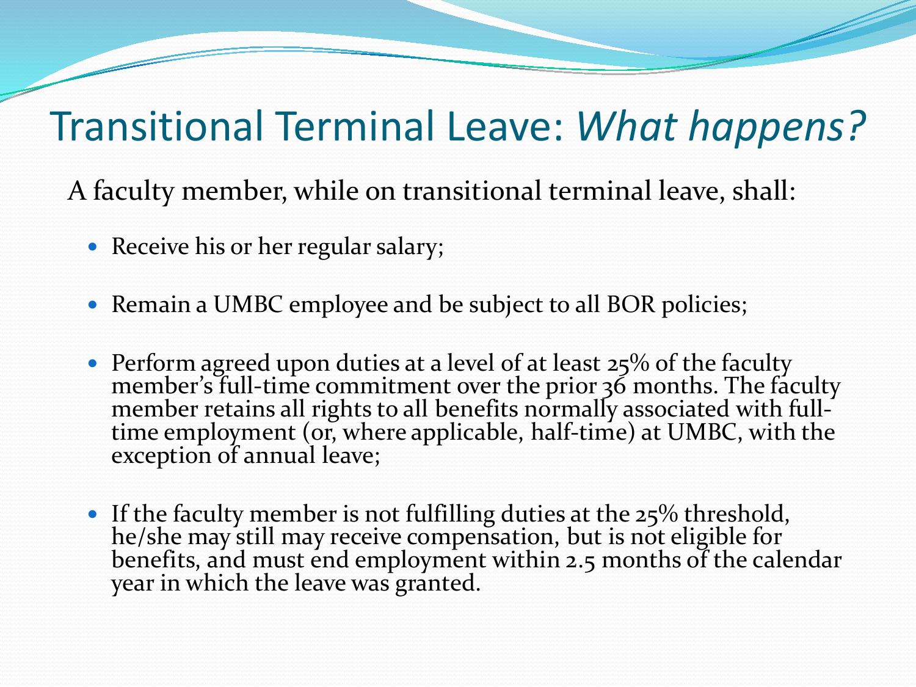# Transitional Terminal Leave: *What happens?*

A faculty member, while on transitional terminal leave, shall:

- Receive his or her regular salary;
- Remain a UMBC employee and be subject to all BOR policies;
- Perform agreed upon duties at a level of at least 25% of the faculty member's full-time commitment over the prior 36 months. The faculty member retains all rights to all benefits normally associated with full-time employment (or, where applicable, half-time) at UMBC, with the exception of annual leave;
- If the faculty member is not fulfilling duties at the 25% threshold, he/she may still may receive compensation, but is not eligible for benefits, and must end employment within 2.5 months of the calendar year in which the leave was granted.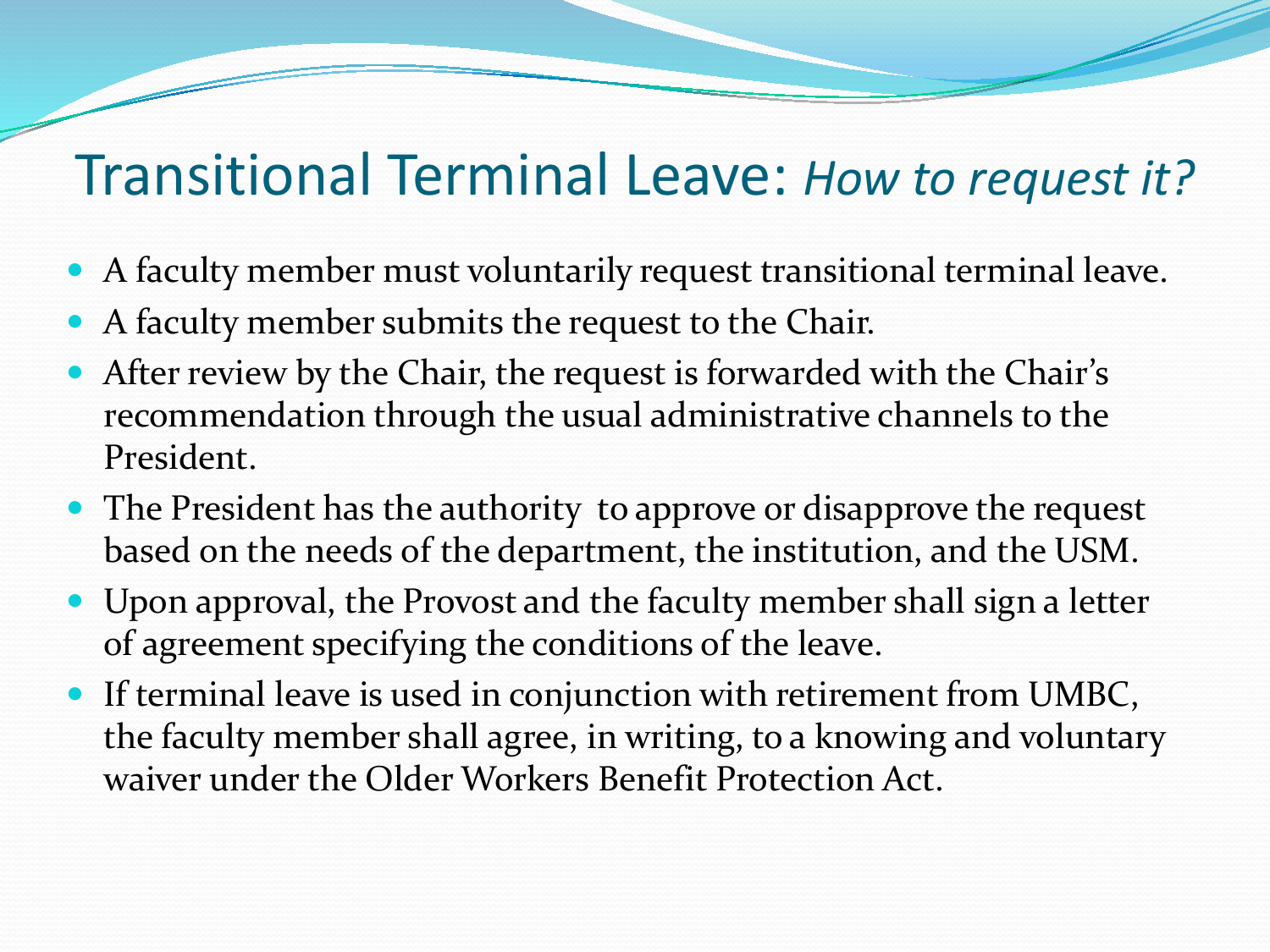# Transitional Terminal Leave: *How to request it?*

- A faculty member must voluntarily request transitional terminal leave.
- A faculty member submits the request to the Chair.
- After review by the Chair, the request is forwarded with the Chair's recommendation through the usual administrative channels to the President.
- The President has the authority to approve or disapprove the request based on the needs of the department, the institution, and the USM.
- Upon approval, the Provost and the faculty member shall sign a letter of agreement specifying the conditions of the leave.
- If terminal leave is used in conjunction with retirement from UMBC, the faculty member shall agree, in writing, to a knowing and voluntary waiver under the Older Workers Benefit Protection Act.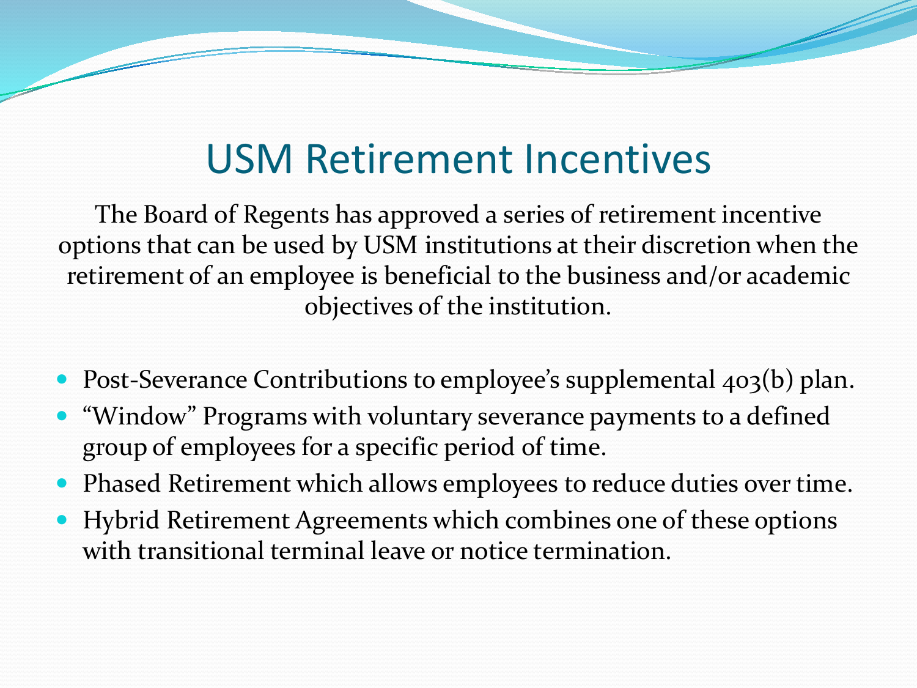# USM Retirement Incentives

The Board of Regents has approved a series of retirement incentive options that can be used by USM institutions at their discretion when the retirement of an employee is beneficial to the business and/or academic objectives of the institution.

- Post-Severance Contributions to employee's supplemental 403(b) plan.
- "Window" Programs with voluntary severance payments to a defined group of employees for a specific period of time.
- Phased Retirement which allows employees to reduce duties over time.
- Hybrid Retirement Agreements which combines one of these options with transitional terminal leave or notice termination.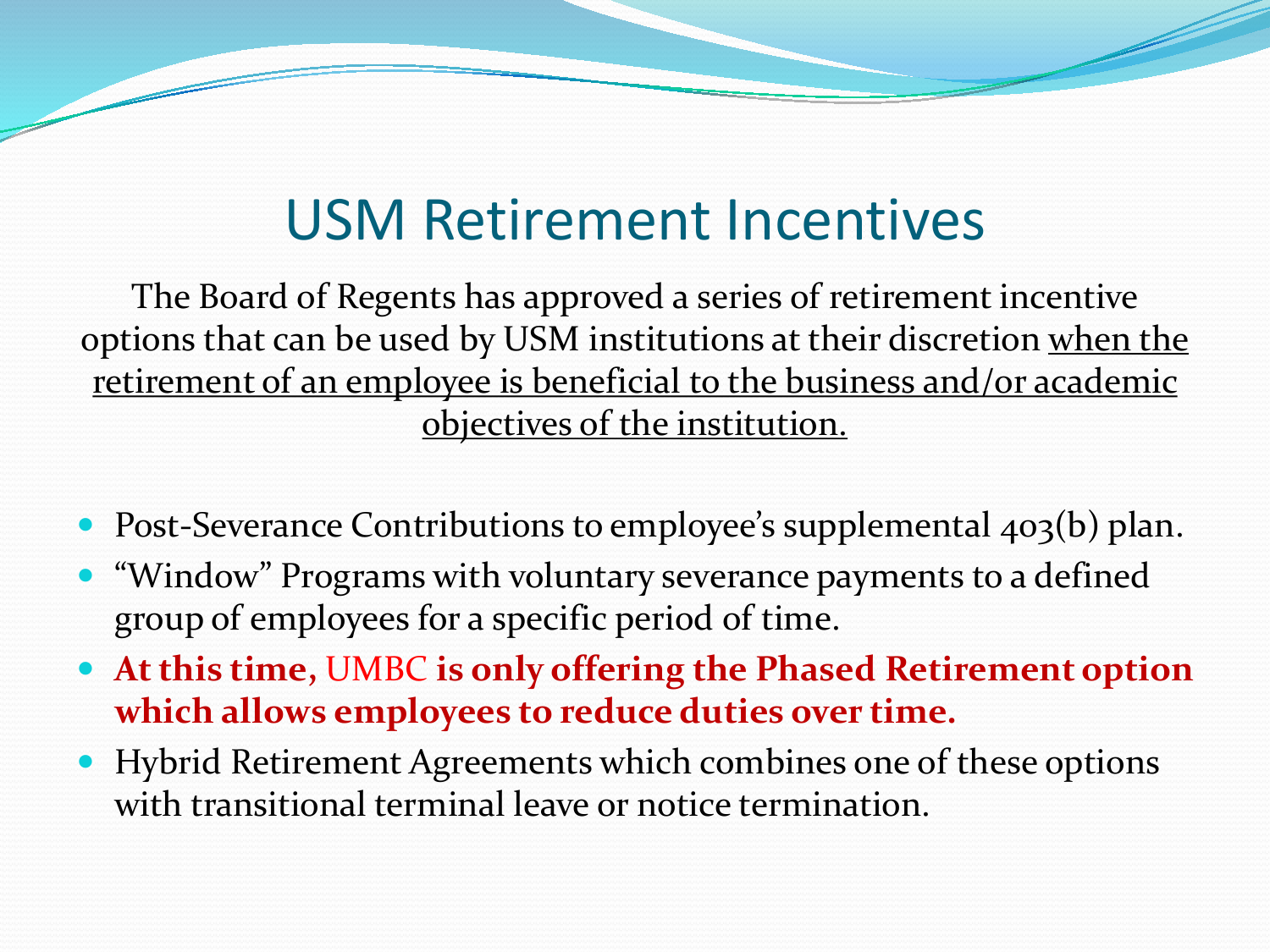# USM Retirement Incentives

The Board of Regents has approved a series of retirement incentive options that can be used by USM institutions at their discretion when the retirement of an employee is beneficial to the business and/or academic objectives of the institution.

- Post-Severance Contributions to employee's supplemental 403(b) plan.
- "Window" Programs with voluntary severance payments to a defined group of employees for a specific period of time.
- **At this time,** UMBC **is only offering the Phased Retirement option which allows employees to reduce duties over time.**
- Hybrid Retirement Agreements which combines one of these options with transitional terminal leave or notice termination.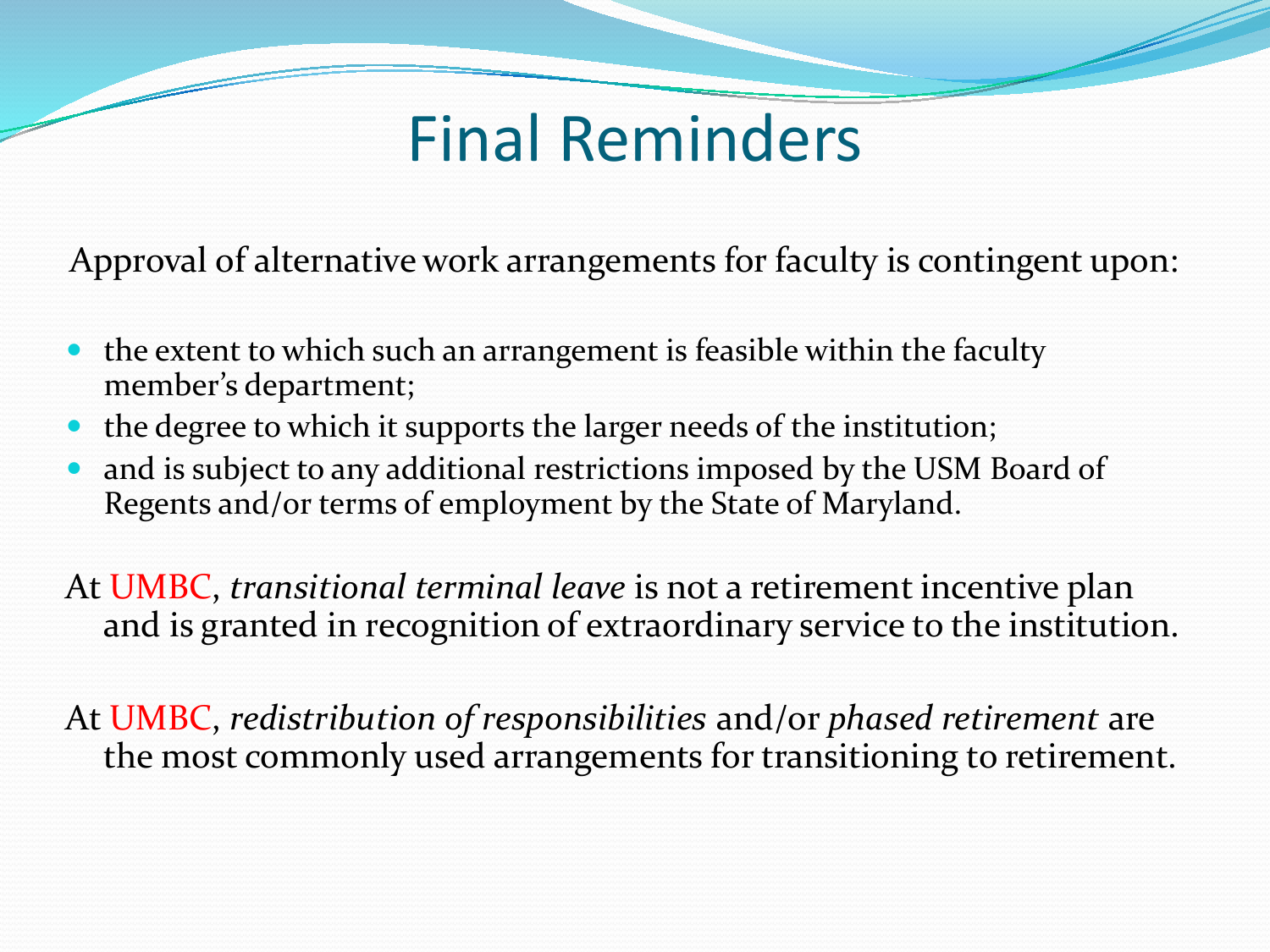# Final Reminders

Approval of alternative work arrangements for faculty is contingent upon:

- the extent to which such an arrangement is feasible within the faculty member's department;
- the degree to which it supports the larger needs of the institution;
- and is subject to any additional restrictions imposed by the USM Board of Regents and/or terms of employment by the State of Maryland.

At UMBC, *transitional terminal leave* is not a retirement incentive plan and is granted in recognition of extraordinary service to the institution.

At UMBC, *redistribution of responsibilities* and/or *phased retirement* are the most commonly used arrangements for transitioning to retirement.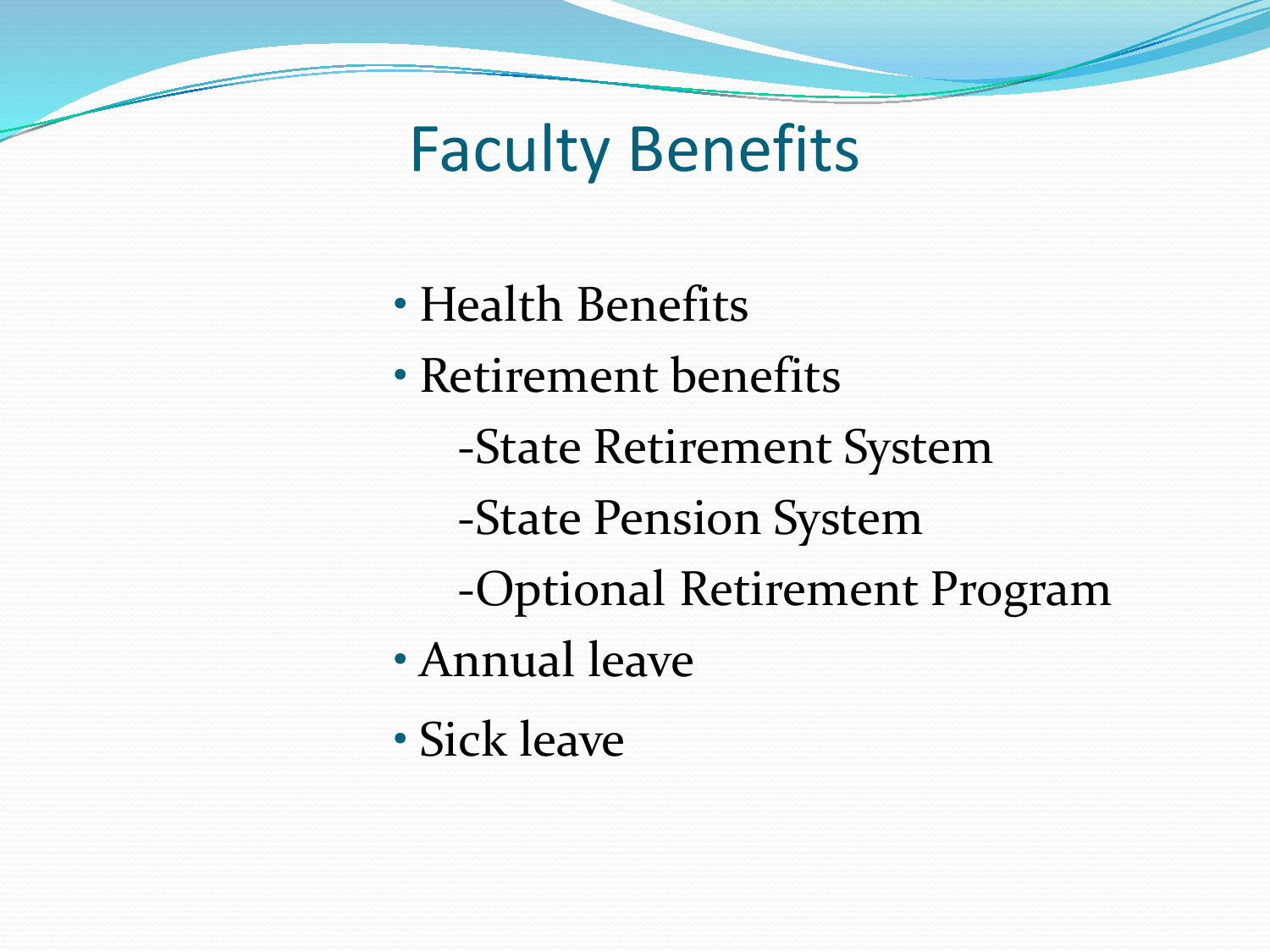# Faculty Benefits

- Health Benefits
- Retirement benefits
  - -State Retirement System
  - -State Pension System
  - -Optional Retirement Program
- Annual leave
- Sick leave